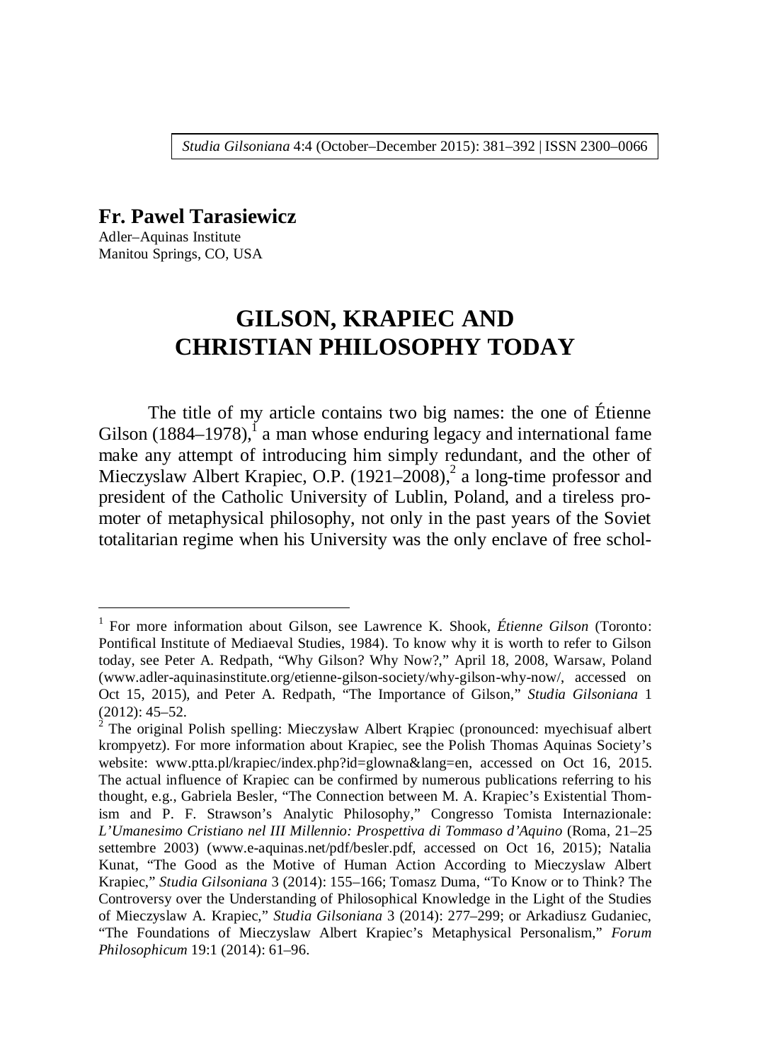**Fr. Pawel Tarasiewicz**
Adler–Aquinas Institute
Manitou Springs, CO, USA

# GILSON, KRAPIEC AND CHRISTIAN PHILOSOPHY TODAY

The title of my article contains two big names: the one of Étienne Gilson (1884–1978),[1] a man whose enduring legacy and international fame make any attempt of introducing him simply redundant, and the other of Mieczyslaw Albert Krapiec, O.P. (1921–2008),[2] a long-time professor and president of the Catholic University of Lublin, Poland, and a tireless promoter of metaphysical philosophy, not only in the past years of the Soviet totalitarian regime when his University was the only enclave of free schol-

---

[1] For more information about Gilson, see Lawrence K. Shook, *Étienne Gilson* (Toronto: Pontifical Institute of Mediaeval Studies, 1984). To know why it is worth to refer to Gilson today, see Peter A. Redpath, "Why Gilson? Why Now?," April 18, 2008, Warsaw, Poland (www.adler-aquinasinstitute.org/etienne-gilson-society/why-gilson-why-now/, accessed on Oct 15, 2015), and Peter A. Redpath, "The Importance of Gilson," *Studia Gilsoniana* 1 (2012): 45–52.

[2] The original Polish spelling: Mieczysław Albert Krąpiec (pronounced: myechisuaf albert krompyetz). For more information about Krapiec, see the Polish Thomas Aquinas Society's website: www.ptta.pl/krapiec/index.php?id=glowna&lang=en, accessed on Oct 16, 2015. The actual influence of Krapiec can be confirmed by numerous publications referring to his thought, e.g., Gabriela Besler, "The Connection between M. A. Krapiec's Existential Thomism and P. F. Strawson's Analytic Philosophy," Congresso Tomista Internazionale: *L'Umanesimo Cristiano nel III Millennio: Prospettiva di Tommaso d'Aquino* (Roma, 21–25 settembre 2003) (www.e-aquinas.net/pdf/besler.pdf, accessed on Oct 16, 2015); Natalia Kunat, "The Good as the Motive of Human Action According to Mieczyslaw Albert Krapiec," *Studia Gilsoniana* 3 (2014): 155–166; Tomasz Duma, "To Know or to Think? The Controversy over the Understanding of Philosophical Knowledge in the Light of the Studies of Mieczyslaw A. Krapiec," *Studia Gilsoniana* 3 (2014): 277–299; or Arkadiusz Gudaniec, "The Foundations of Mieczyslaw Albert Krapiec's Metaphysical Personalism," *Forum Philosophicum* 19:1 (2014): 61–96.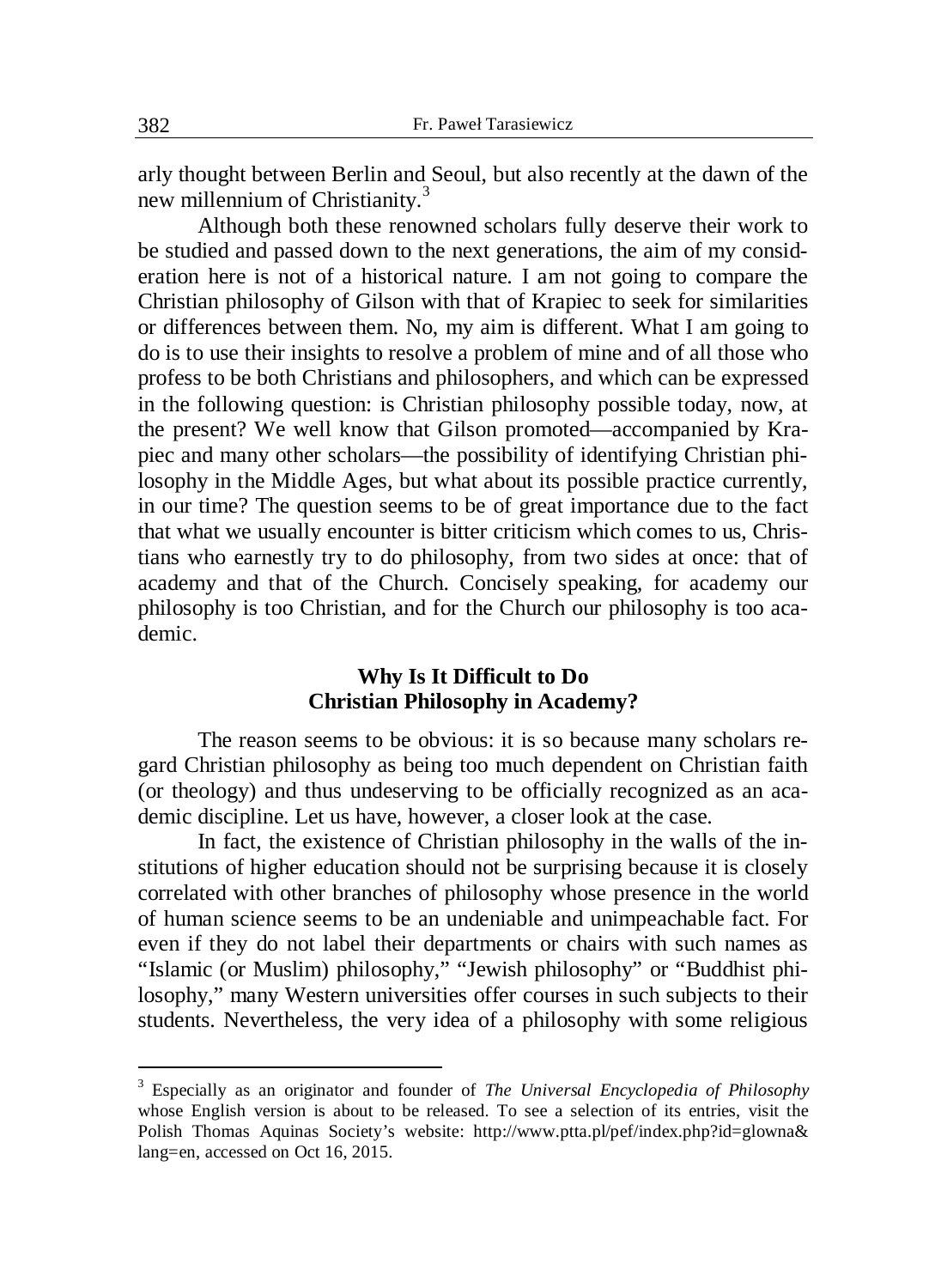arly thought between Berlin and Seoul, but also recently at the dawn of the new millennium of Christianity.[3]

Although both these renowned scholars fully deserve their work to be studied and passed down to the next generations, the aim of my consideration here is not of a historical nature. I am not going to compare the Christian philosophy of Gilson with that of Krapiec to seek for similarities or differences between them. No, my aim is different. What I am going to do is to use their insights to resolve a problem of mine and of all those who profess to be both Christians and philosophers, and which can be expressed in the following question: is Christian philosophy possible today, now, at the present? We well know that Gilson promoted—accompanied by Krapiec and many other scholars—the possibility of identifying Christian philosophy in the Middle Ages, but what about its possible practice currently, in our time? The question seems to be of great importance due to the fact that what we usually encounter is bitter criticism which comes to us, Christians who earnestly try to do philosophy, from two sides at once: that of academy and that of the Church. Concisely speaking, for academy our philosophy is too Christian, and for the Church our philosophy is too academic.

## Why Is It Difficult to Do Christian Philosophy in Academy?

The reason seems to be obvious: it is so because many scholars regard Christian philosophy as being too much dependent on Christian faith (or theology) and thus undeserving to be officially recognized as an academic discipline. Let us have, however, a closer look at the case.

In fact, the existence of Christian philosophy in the walls of the institutions of higher education should not be surprising because it is closely correlated with other branches of philosophy whose presence in the world of human science seems to be an undeniable and unimpeachable fact. For even if they do not label their departments or chairs with such names as "Islamic (or Muslim) philosophy," "Jewish philosophy" or "Buddhist philosophy," many Western universities offer courses in such subjects to their students. Nevertheless, the very idea of a philosophy with some religious

---

[3] Especially as an originator and founder of *The Universal Encyclopedia of Philosophy* whose English version is about to be released. To see a selection of its entries, visit the Polish Thomas Aquinas Society's website: http://www.ptta.pl/pef/index.php?id=glowna&lang=en, accessed on Oct 16, 2015.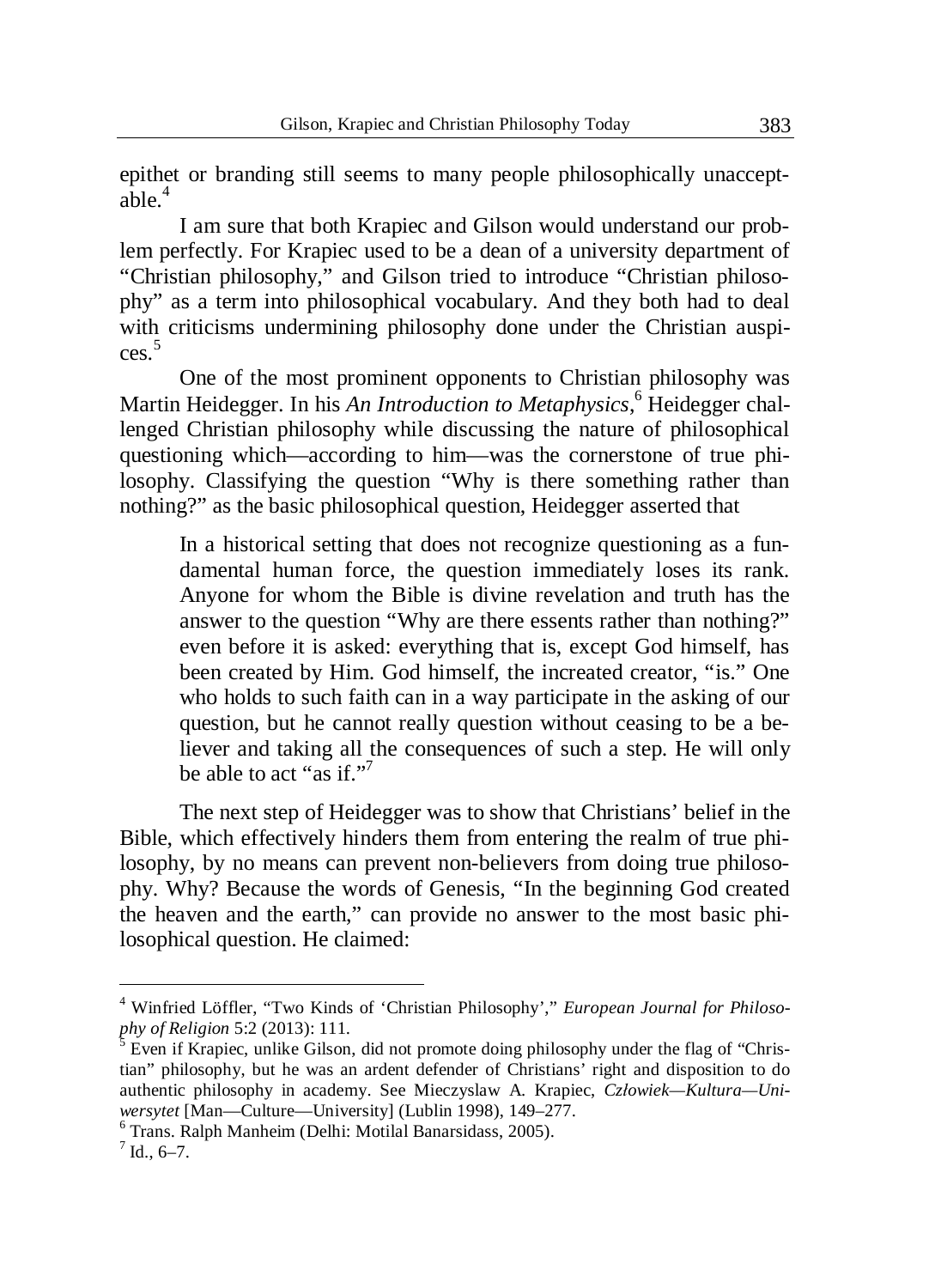epithet or branding still seems to many people philosophically unacceptable.[4]

I am sure that both Krapiec and Gilson would understand our problem perfectly. For Krapiec used to be a dean of a university department of "Christian philosophy," and Gilson tried to introduce "Christian philosophy" as a term into philosophical vocabulary. And they both had to deal with criticisms undermining philosophy done under the Christian auspices.[5]

One of the most prominent opponents to Christian philosophy was Martin Heidegger. In his *An Introduction to Metaphysics*,[6] Heidegger challenged Christian philosophy while discussing the nature of philosophical questioning which—according to him—was the cornerstone of true philosophy. Classifying the question "Why is there something rather than nothing?" as the basic philosophical question, Heidegger asserted that

> In a historical setting that does not recognize questioning as a fundamental human force, the question immediately loses its rank. Anyone for whom the Bible is divine revelation and truth has the answer to the question "Why are there essents rather than nothing?" even before it is asked: everything that is, except God himself, has been created by Him. God himself, the increated creator, "is." One who holds to such faith can in a way participate in the asking of our question, but he cannot really question without ceasing to be a believer and taking all the consequences of such a step. He will only be able to act "as if."[7]

The next step of Heidegger was to show that Christians' belief in the Bible, which effectively hinders them from entering the realm of true philosophy, by no means can prevent non-believers from doing true philosophy. Why? Because the words of Genesis, "In the beginning God created the heaven and the earth," can provide no answer to the most basic philosophical question. He claimed:

---

[4] Winfried Löffler, "Two Kinds of 'Christian Philosophy'," *European Journal for Philosophy of Religion* 5:2 (2013): 111.

[5] Even if Krapiec, unlike Gilson, did not promote doing philosophy under the flag of "Christian" philosophy, but he was an ardent defender of Christians' right and disposition to do authentic philosophy in academy. See Mieczyslaw A. Krapiec, *Człowiek—Kultura—Uniwersytet* [Man—Culture—University] (Lublin 1998), 149–277.

[6] Trans. Ralph Manheim (Delhi: Motilal Banarsidass, 2005).

[7] Id., 6–7.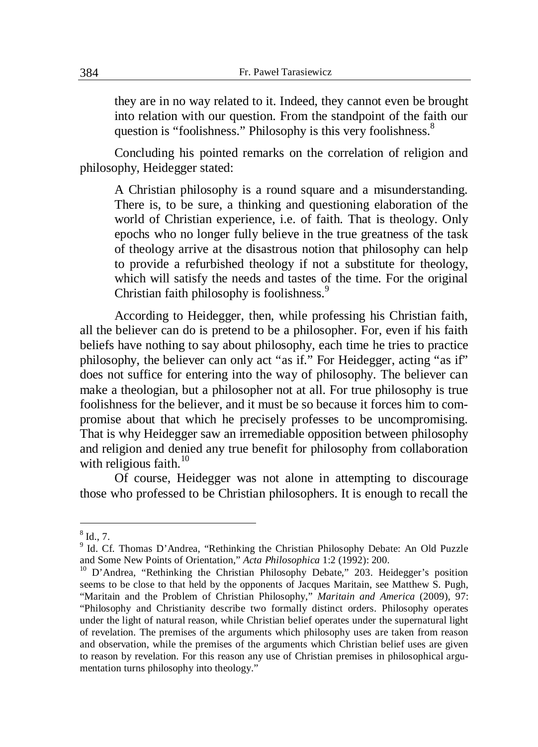> they are in no way related to it. Indeed, they cannot even be brought into relation with our question. From the standpoint of the faith our question is "foolishness." Philosophy is this very foolishness.[8]

Concluding his pointed remarks on the correlation of religion and philosophy, Heidegger stated:

> A Christian philosophy is a round square and a misunderstanding. There is, to be sure, a thinking and questioning elaboration of the world of Christian experience, i.e. of faith. That is theology. Only epochs who no longer fully believe in the true greatness of the task of theology arrive at the disastrous notion that philosophy can help to provide a refurbished theology if not a substitute for theology, which will satisfy the needs and tastes of the time. For the original Christian faith philosophy is foolishness.[9]

According to Heidegger, then, while professing his Christian faith, all the believer can do is pretend to be a philosopher. For, even if his faith beliefs have nothing to say about philosophy, each time he tries to practice philosophy, the believer can only act "as if." For Heidegger, acting "as if" does not suffice for entering into the way of philosophy. The believer can make a theologian, but a philosopher not at all. For true philosophy is true foolishness for the believer, and it must be so because it forces him to compromise about that which he precisely professes to be uncompromising. That is why Heidegger saw an irremediable opposition between philosophy and religion and denied any true benefit for philosophy from collaboration with religious faith.[10]

Of course, Heidegger was not alone in attempting to discourage those who professed to be Christian philosophers. It is enough to recall the

---

[8] Id., 7.

[9] Id. Cf. Thomas D'Andrea, "Rethinking the Christian Philosophy Debate: An Old Puzzle and Some New Points of Orientation," *Acta Philosophica* 1:2 (1992): 200.

[10] D'Andrea, "Rethinking the Christian Philosophy Debate," 203. Heidegger's position seems to be close to that held by the opponents of Jacques Maritain, see Matthew S. Pugh, "Maritain and the Problem of Christian Philosophy," *Maritain and America* (2009), 97: "Philosophy and Christianity describe two formally distinct orders. Philosophy operates under the light of natural reason, while Christian belief operates under the supernatural light of revelation. The premises of the arguments which philosophy uses are taken from reason and observation, while the premises of the arguments which Christian belief uses are given to reason by revelation. For this reason any use of Christian premises in philosophical argumentation turns philosophy into theology."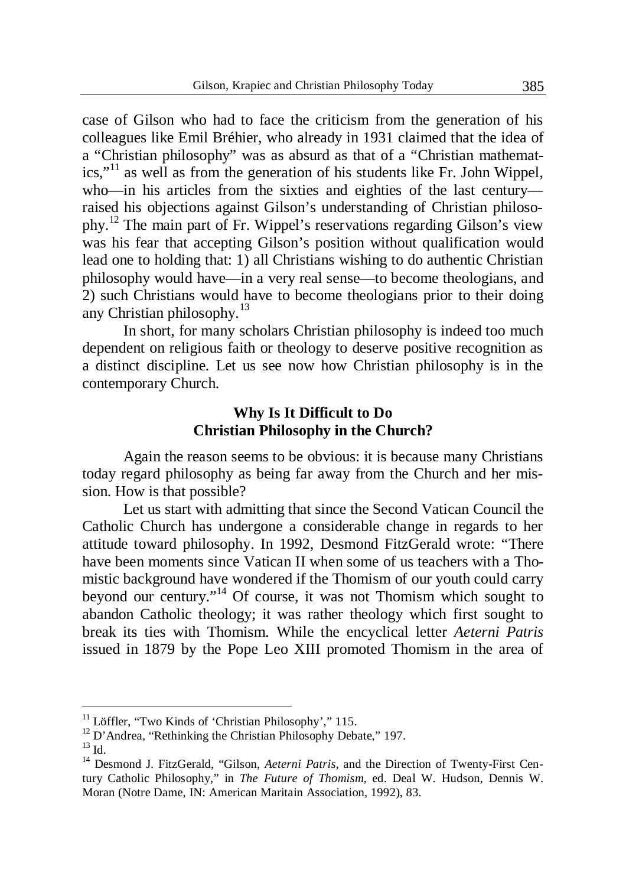case of Gilson who had to face the criticism from the generation of his colleagues like Emil Bréhier, who already in 1931 claimed that the idea of a "Christian philosophy" was as absurd as that of a "Christian mathematics,"[11] as well as from the generation of his students like Fr. John Wippel, who—in his articles from the sixties and eighties of the last century—raised his objections against Gilson's understanding of Christian philosophy.[12] The main part of Fr. Wippel's reservations regarding Gilson's view was his fear that accepting Gilson's position without qualification would lead one to holding that: 1) all Christians wishing to do authentic Christian philosophy would have—in a very real sense—to become theologians, and 2) such Christians would have to become theologians prior to their doing any Christian philosophy.[13]

In short, for many scholars Christian philosophy is indeed too much dependent on religious faith or theology to deserve positive recognition as a distinct discipline. Let us see now how Christian philosophy is in the contemporary Church.

### Why Is It Difficult to Do Christian Philosophy in the Church?

Again the reason seems to be obvious: it is because many Christians today regard philosophy as being far away from the Church and her mission. How is that possible?

Let us start with admitting that since the Second Vatican Council the Catholic Church has undergone a considerable change in regards to her attitude toward philosophy. In 1992, Desmond FitzGerald wrote: "There have been moments since Vatican II when some of us teachers with a Thomistic background have wondered if the Thomism of our youth could carry beyond our century."[14] Of course, it was not Thomism which sought to abandon Catholic theology; it was rather theology which first sought to break its ties with Thomism. While the encyclical letter *Aeterni Patris* issued in 1879 by the Pope Leo XIII promoted Thomism in the area of

---

[11] Löffler, "Two Kinds of 'Christian Philosophy'," 115.

[12] D'Andrea, "Rethinking the Christian Philosophy Debate," 197.

[13] Id.

[14] Desmond J. FitzGerald, "Gilson, *Aeterni Patris*, and the Direction of Twenty-First Century Catholic Philosophy," in *The Future of Thomism*, ed. Deal W. Hudson, Dennis W. Moran (Notre Dame, IN: American Maritain Association, 1992), 83.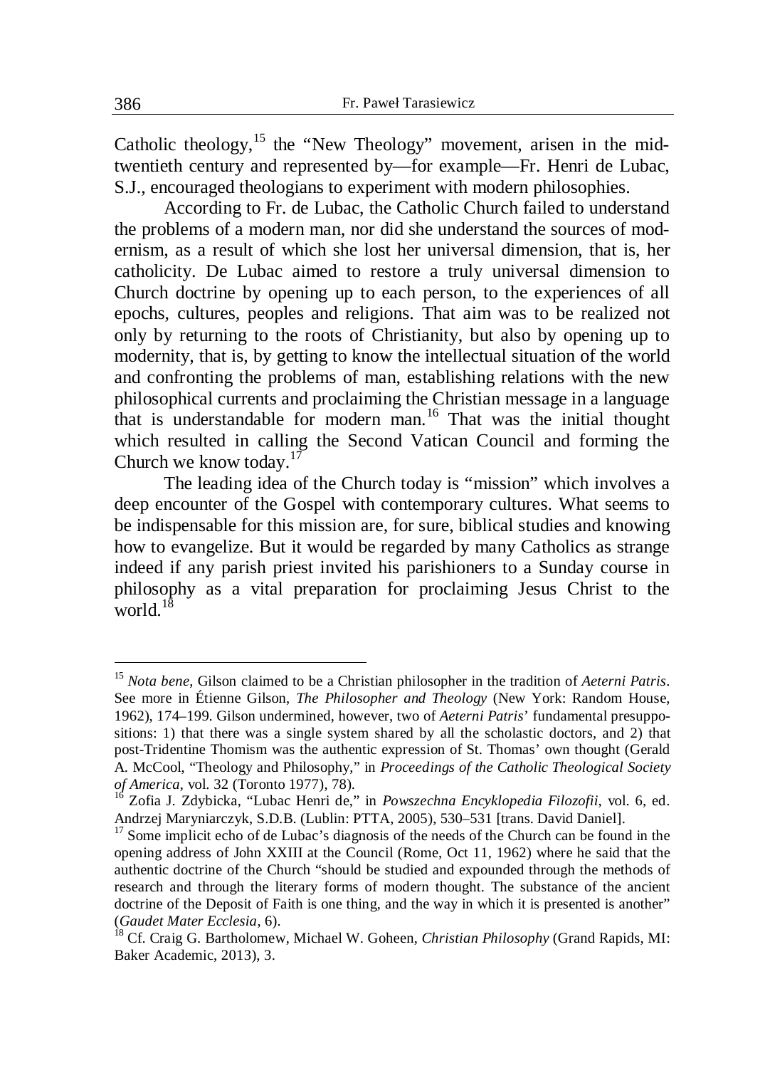Catholic theology,[15] the "New Theology" movement, arisen in the mid-twentieth century and represented by—for example—Fr. Henri de Lubac, S.J., encouraged theologians to experiment with modern philosophies.

According to Fr. de Lubac, the Catholic Church failed to understand the problems of a modern man, nor did she understand the sources of modernism, as a result of which she lost her universal dimension, that is, her catholicity. De Lubac aimed to restore a truly universal dimension to Church doctrine by opening up to each person, to the experiences of all epochs, cultures, peoples and religions. That aim was to be realized not only by returning to the roots of Christianity, but also by opening up to modernity, that is, by getting to know the intellectual situation of the world and confronting the problems of man, establishing relations with the new philosophical currents and proclaiming the Christian message in a language that is understandable for modern man.[16] That was the initial thought which resulted in calling the Second Vatican Council and forming the Church we know today.[17]

The leading idea of the Church today is "mission" which involves a deep encounter of the Gospel with contemporary cultures. What seems to be indispensable for this mission are, for sure, biblical studies and knowing how to evangelize. But it would be regarded by many Catholics as strange indeed if any parish priest invited his parishioners to a Sunday course in philosophy as a vital preparation for proclaiming Jesus Christ to the world.[18]

---

[15] *Nota bene*, Gilson claimed to be a Christian philosopher in the tradition of *Aeterni Patris*. See more in Étienne Gilson, *The Philosopher and Theology* (New York: Random House, 1962), 174–199. Gilson undermined, however, two of *Aeterni Patris*' fundamental presuppositions: 1) that there was a single system shared by all the scholastic doctors, and 2) that post-Tridentine Thomism was the authentic expression of St. Thomas' own thought (Gerald A. McCool, "Theology and Philosophy," in *Proceedings of the Catholic Theological Society of America*, vol. 32 (Toronto 1977), 78).

[16] Zofia J. Zdybicka, "Lubac Henri de," in *Powszechna Encyklopedia Filozofii*, vol. 6, ed. Andrzej Maryniarczyk, S.D.B. (Lublin: PTTA, 2005), 530–531 [trans. David Daniel].

[17] Some implicit echo of de Lubac's diagnosis of the needs of the Church can be found in the opening address of John XXIII at the Council (Rome, Oct 11, 1962) where he said that the authentic doctrine of the Church "should be studied and expounded through the methods of research and through the literary forms of modern thought. The substance of the ancient doctrine of the Deposit of Faith is one thing, and the way in which it is presented is another" (*Gaudet Mater Ecclesia*, 6).

[18] Cf. Craig G. Bartholomew, Michael W. Goheen, *Christian Philosophy* (Grand Rapids, MI: Baker Academic, 2013), 3.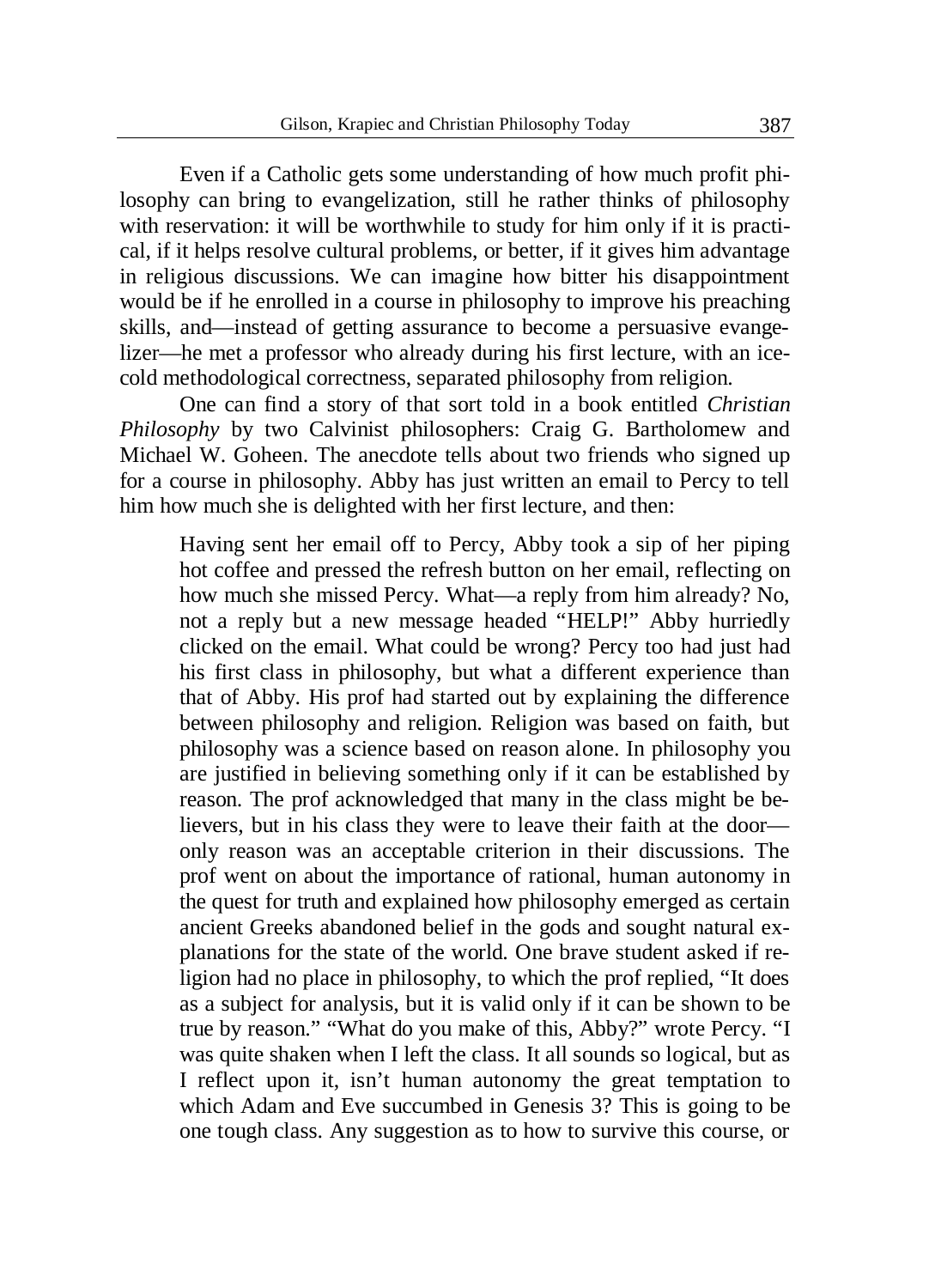Even if a Catholic gets some understanding of how much profit philosophy can bring to evangelization, still he rather thinks of philosophy with reservation: it will be worthwhile to study for him only if it is practical, if it helps resolve cultural problems, or better, if it gives him advantage in religious discussions. We can imagine how bitter his disappointment would be if he enrolled in a course in philosophy to improve his preaching skills, and—instead of getting assurance to become a persuasive evangelizer—he met a professor who already during his first lecture, with an ice-cold methodological correctness, separated philosophy from religion.

One can find a story of that sort told in a book entitled *Christian Philosophy* by two Calvinist philosophers: Craig G. Bartholomew and Michael W. Goheen. The anecdote tells about two friends who signed up for a course in philosophy. Abby has just written an email to Percy to tell him how much she is delighted with her first lecture, and then:

> Having sent her email off to Percy, Abby took a sip of her piping hot coffee and pressed the refresh button on her email, reflecting on how much she missed Percy. What—a reply from him already? No, not a reply but a new message headed "HELP!" Abby hurriedly clicked on the email. What could be wrong? Percy too had just had his first class in philosophy, but what a different experience than that of Abby. His prof had started out by explaining the difference between philosophy and religion. Religion was based on faith, but philosophy was a science based on reason alone. In philosophy you are justified in believing something only if it can be established by reason. The prof acknowledged that many in the class might be believers, but in his class they were to leave their faith at the door—only reason was an acceptable criterion in their discussions. The prof went on about the importance of rational, human autonomy in the quest for truth and explained how philosophy emerged as certain ancient Greeks abandoned belief in the gods and sought natural explanations for the state of the world. One brave student asked if religion had no place in philosophy, to which the prof replied, "It does as a subject for analysis, but it is valid only if it can be shown to be true by reason." "What do you make of this, Abby?" wrote Percy. "I was quite shaken when I left the class. It all sounds so logical, but as I reflect upon it, isn't human autonomy the great temptation to which Adam and Eve succumbed in Genesis 3? This is going to be one tough class. Any suggestion as to how to survive this course, or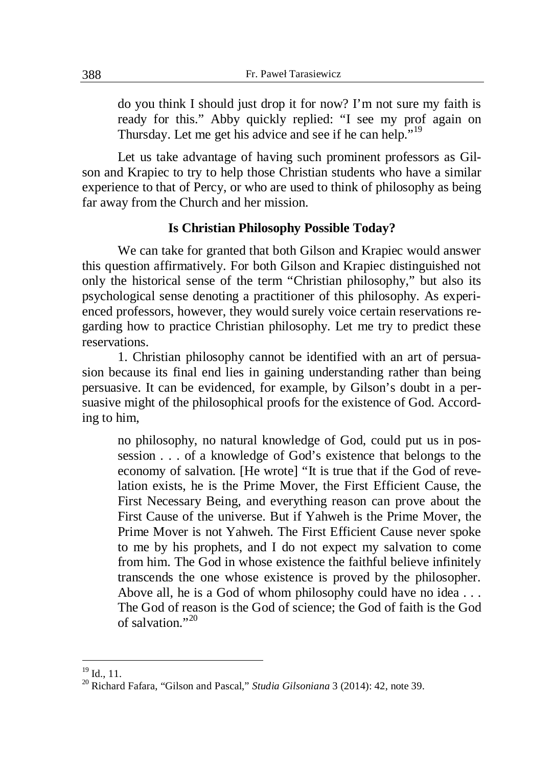do you think I should just drop it for now? I'm not sure my faith is ready for this." Abby quickly replied: "I see my prof again on Thursday. Let me get his advice and see if he can help."[19]

Let us take advantage of having such prominent professors as Gilson and Krapiec to try to help those Christian students who have a similar experience to that of Percy, or who are used to think of philosophy as being far away from the Church and her mission.

## Is Christian Philosophy Possible Today?

We can take for granted that both Gilson and Krapiec would answer this question affirmatively. For both Gilson and Krapiec distinguished not only the historical sense of the term "Christian philosophy," but also its psychological sense denoting a practitioner of this philosophy. As experienced professors, however, they would surely voice certain reservations regarding how to practice Christian philosophy. Let me try to predict these reservations.

1. Christian philosophy cannot be identified with an art of persuasion because its final end lies in gaining understanding rather than being persuasive. It can be evidenced, for example, by Gilson's doubt in a persuasive might of the philosophical proofs for the existence of God. According to him,

> no philosophy, no natural knowledge of God, could put us in possession . . . of a knowledge of God's existence that belongs to the economy of salvation. [He wrote] "It is true that if the God of revelation exists, he is the Prime Mover, the First Efficient Cause, the First Necessary Being, and everything reason can prove about the First Cause of the universe. But if Yahweh is the Prime Mover, the Prime Mover is not Yahweh. The First Efficient Cause never spoke to me by his prophets, and I do not expect my salvation to come from him. The God in whose existence the faithful believe infinitely transcends the one whose existence is proved by the philosopher. Above all, he is a God of whom philosophy could have no idea . . . The God of reason is the God of science; the God of faith is the God of salvation."[20]

---

[19] Id., 11.

[20] Richard Fafara, "Gilson and Pascal," *Studia Gilsoniana* 3 (2014): 42, note 39.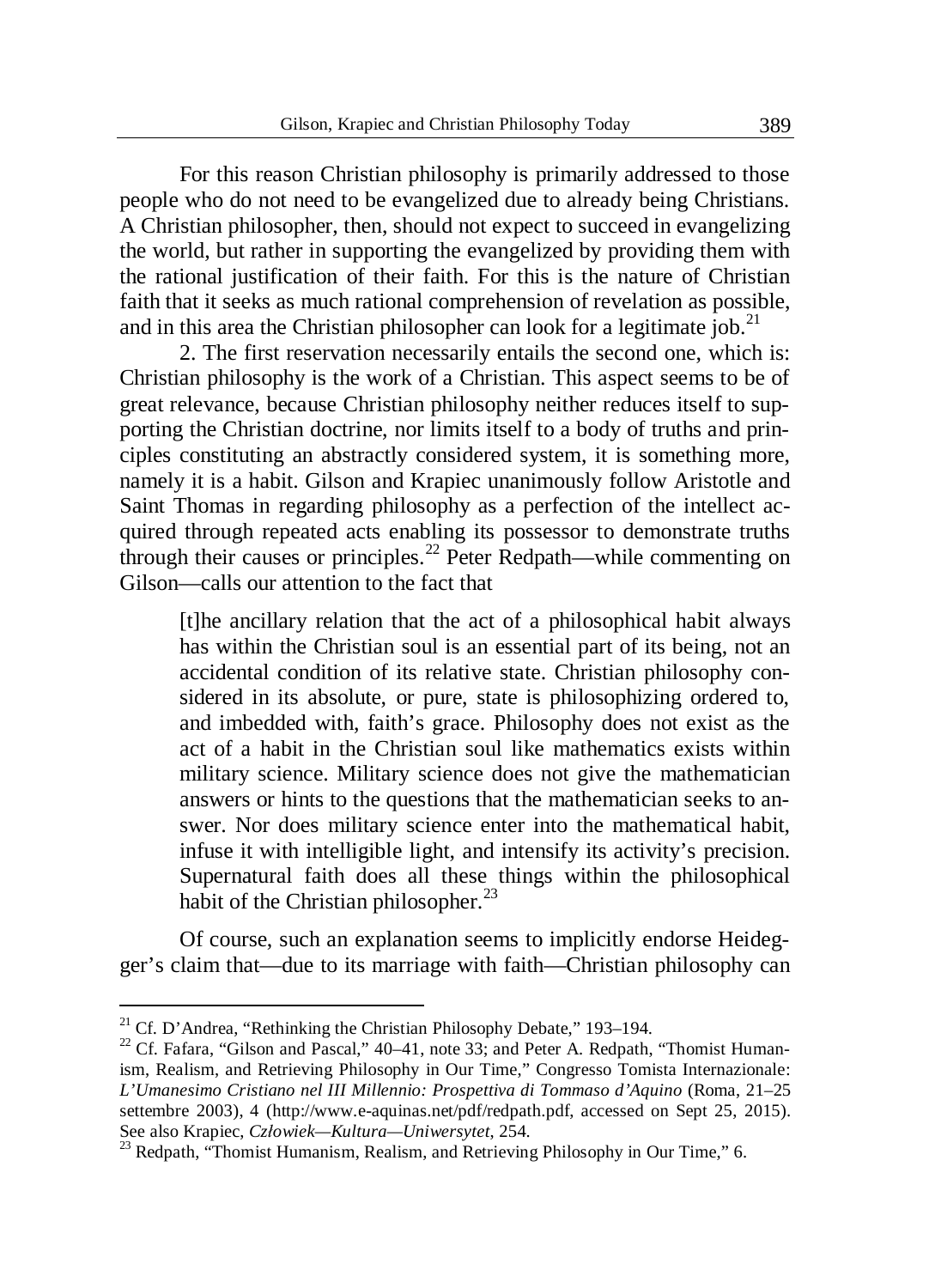For this reason Christian philosophy is primarily addressed to those people who do not need to be evangelized due to already being Christians. A Christian philosopher, then, should not expect to succeed in evangelizing the world, but rather in supporting the evangelized by providing them with the rational justification of their faith. For this is the nature of Christian faith that it seeks as much rational comprehension of revelation as possible, and in this area the Christian philosopher can look for a legitimate job.[21]

2. The first reservation necessarily entails the second one, which is: Christian philosophy is the work of a Christian. This aspect seems to be of great relevance, because Christian philosophy neither reduces itself to supporting the Christian doctrine, nor limits itself to a body of truths and principles constituting an abstractly considered system, it is something more, namely it is a habit. Gilson and Krapiec unanimously follow Aristotle and Saint Thomas in regarding philosophy as a perfection of the intellect acquired through repeated acts enabling its possessor to demonstrate truths through their causes or principles.[22] Peter Redpath—while commenting on Gilson—calls our attention to the fact that

> [t]he ancillary relation that the act of a philosophical habit always has within the Christian soul is an essential part of its being, not an accidental condition of its relative state. Christian philosophy considered in its absolute, or pure, state is philosophizing ordered to, and imbedded with, faith's grace. Philosophy does not exist as the act of a habit in the Christian soul like mathematics exists within military science. Military science does not give the mathematician answers or hints to the questions that the mathematician seeks to answer. Nor does military science enter into the mathematical habit, infuse it with intelligible light, and intensify its activity's precision. Supernatural faith does all these things within the philosophical habit of the Christian philosopher.[23]

Of course, such an explanation seems to implicitly endorse Heidegger's claim that—due to its marriage with faith—Christian philosophy can

---

[21] Cf. D'Andrea, "Rethinking the Christian Philosophy Debate," 193–194.

[22] Cf. Fafara, "Gilson and Pascal," 40–41, note 33; and Peter A. Redpath, "Thomist Humanism, Realism, and Retrieving Philosophy in Our Time," Congresso Tomista Internazionale: *L'Umanesimo Cristiano nel III Millennio: Prospettiva di Tommaso d'Aquino* (Roma, 21–25 settembre 2003), 4 (http://www.e-aquinas.net/pdf/redpath.pdf, accessed on Sept 25, 2015). See also Krapiec, *Człowiek—Kultura—Uniwersytet*, 254.

[23] Redpath, "Thomist Humanism, Realism, and Retrieving Philosophy in Our Time," 6.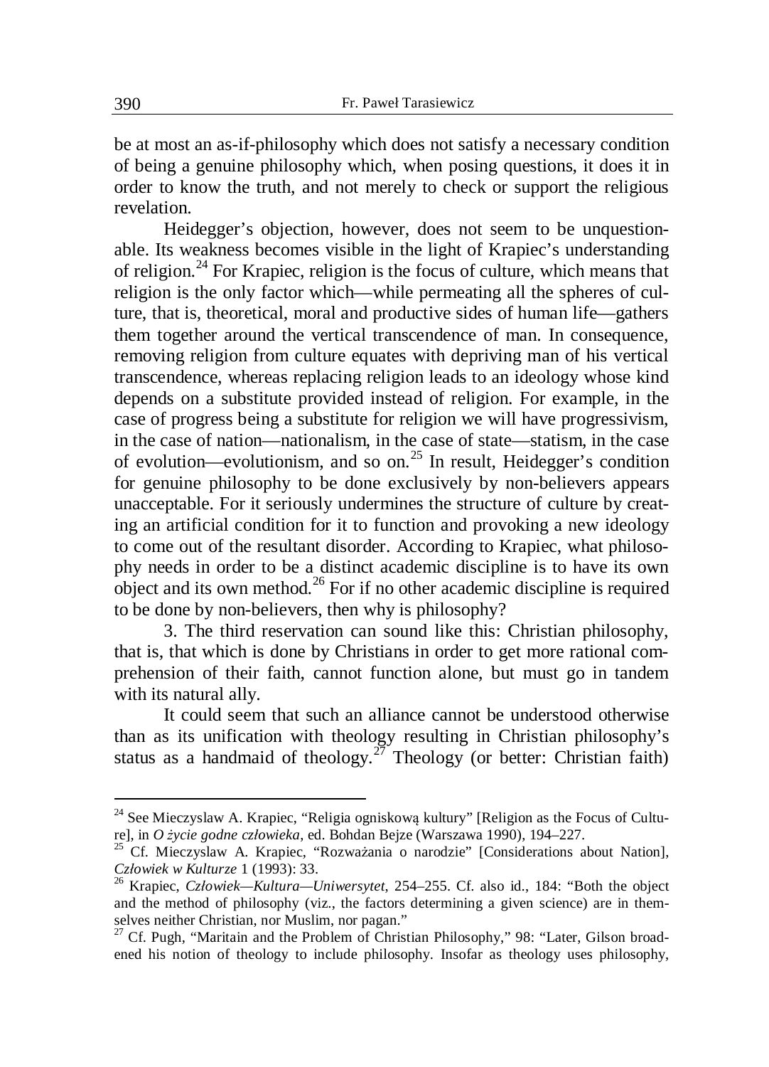be at most an as-if-philosophy which does not satisfy a necessary condition of being a genuine philosophy which, when posing questions, it does it in order to know the truth, and not merely to check or support the religious revelation.

Heidegger's objection, however, does not seem to be unquestionable. Its weakness becomes visible in the light of Krapiec's understanding of religion.[24] For Krapiec, religion is the focus of culture, which means that religion is the only factor which—while permeating all the spheres of culture, that is, theoretical, moral and productive sides of human life—gathers them together around the vertical transcendence of man. In consequence, removing religion from culture equates with depriving man of his vertical transcendence, whereas replacing religion leads to an ideology whose kind depends on a substitute provided instead of religion. For example, in the case of progress being a substitute for religion we will have progressivism, in the case of nation—nationalism, in the case of state—statism, in the case of evolution—evolutionism, and so on.[25] In result, Heidegger's condition for genuine philosophy to be done exclusively by non-believers appears unacceptable. For it seriously undermines the structure of culture by creating an artificial condition for it to function and provoking a new ideology to come out of the resultant disorder. According to Krapiec, what philosophy needs in order to be a distinct academic discipline is to have its own object and its own method.[26] For if no other academic discipline is required to be done by non-believers, then why is philosophy?

3. The third reservation can sound like this: Christian philosophy, that is, that which is done by Christians in order to get more rational comprehension of their faith, cannot function alone, but must go in tandem with its natural ally.

It could seem that such an alliance cannot be understood otherwise than as its unification with theology resulting in Christian philosophy's status as a handmaid of theology.[27] Theology (or better: Christian faith)

---

[24] See Mieczyslaw A. Krapiec, "Religia ogniskową kultury" [Religion as the Focus of Culture], in *O życie godne człowieka*, ed. Bohdan Bejze (Warszawa 1990), 194–227.

[25] Cf. Mieczyslaw A. Krapiec, "Rozważania o narodzie" [Considerations about Nation], *Człowiek w Kulturze* 1 (1993): 33.

[26] Krapiec, *Człowiek—Kultura—Uniwersytet*, 254–255. Cf. also id., 184: "Both the object and the method of philosophy (viz., the factors determining a given science) are in themselves neither Christian, nor Muslim, nor pagan."

[27] Cf. Pugh, "Maritain and the Problem of Christian Philosophy," 98: "Later, Gilson broadened his notion of theology to include philosophy. Insofar as theology uses philosophy,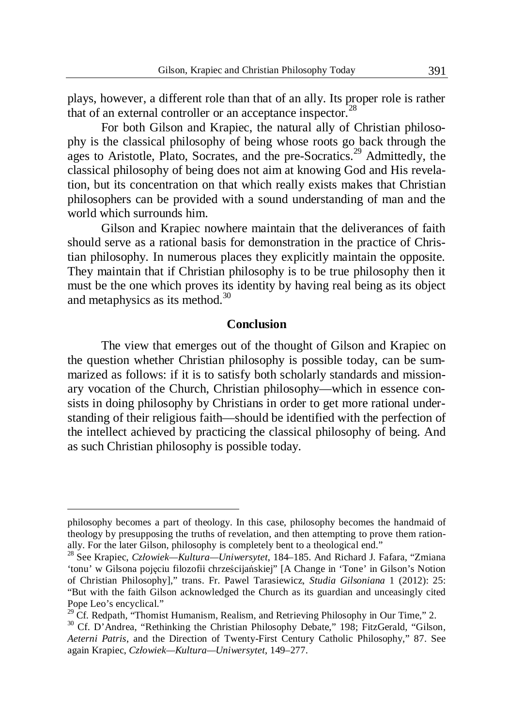plays, however, a different role than that of an ally. Its proper role is rather that of an external controller or an acceptance inspector.[28]

For both Gilson and Krapiec, the natural ally of Christian philosophy is the classical philosophy of being whose roots go back through the ages to Aristotle, Plato, Socrates, and the pre-Socratics.[29] Admittedly, the classical philosophy of being does not aim at knowing God and His revelation, but its concentration on that which really exists makes that Christian philosophers can be provided with a sound understanding of man and the world which surrounds him.

Gilson and Krapiec nowhere maintain that the deliverances of faith should serve as a rational basis for demonstration in the practice of Christian philosophy. In numerous places they explicitly maintain the opposite. They maintain that if Christian philosophy is to be true philosophy then it must be the one which proves its identity by having real being as its object and metaphysics as its method.[30]

## Conclusion

The view that emerges out of the thought of Gilson and Krapiec on the question whether Christian philosophy is possible today, can be summarized as follows: if it is to satisfy both scholarly standards and missionary vocation of the Church, Christian philosophy—which in essence consists in doing philosophy by Christians in order to get more rational understanding of their religious faith—should be identified with the perfection of the intellect achieved by practicing the classical philosophy of being. And as such Christian philosophy is possible today.

---

philosophy becomes a part of theology. In this case, philosophy becomes the handmaid of theology by presupposing the truths of revelation, and then attempting to prove them rationally. For the later Gilson, philosophy is completely bent to a theological end."

[28] See Krapiec, *Człowiek—Kultura—Uniwersytet*, 184–185. And Richard J. Fafara, "Zmiana 'tonu' w Gilsona pojęciu filozofii chrześcijańskiej" [A Change in 'Tone' in Gilson's Notion of Christian Philosophy]," trans. Fr. Pawel Tarasiewicz, *Studia Gilsoniana* 1 (2012): 25: "But with the faith Gilson acknowledged the Church as its guardian and unceasingly cited Pope Leo's encyclical."

[29] Cf. Redpath, "Thomist Humanism, Realism, and Retrieving Philosophy in Our Time," 2.

[30] Cf. D'Andrea, "Rethinking the Christian Philosophy Debate," 198; FitzGerald, "Gilson, *Aeterni Patris*, and the Direction of Twenty-First Century Catholic Philosophy," 87. See again Krapiec, *Człowiek—Kultura—Uniwersytet*, 149–277.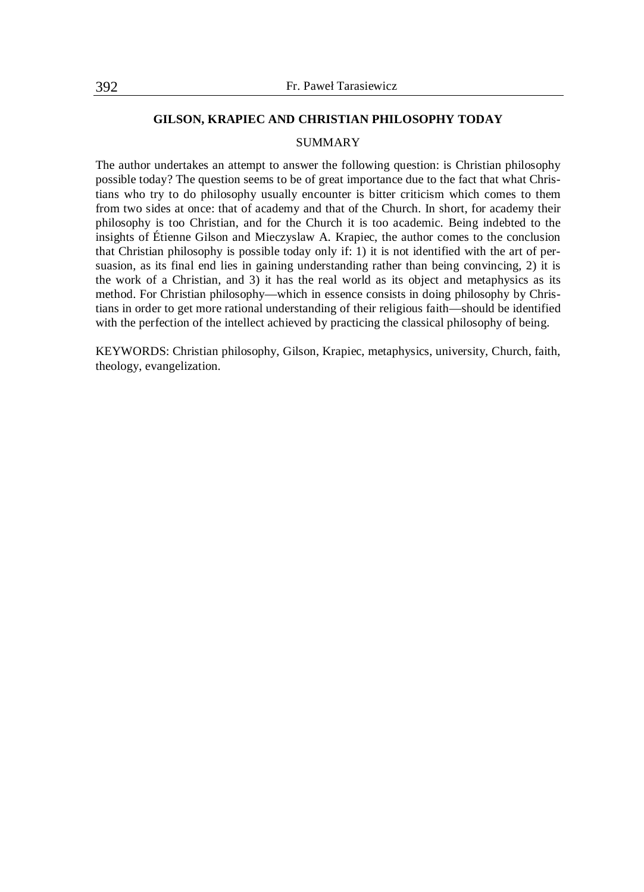## GILSON, KRAPIEC AND CHRISTIAN PHILOSOPHY TODAY

### SUMMARY

The author undertakes an attempt to answer the following question: is Christian philosophy possible today? The question seems to be of great importance due to the fact that what Christians who try to do philosophy usually encounter is bitter criticism which comes to them from two sides at once: that of academy and that of the Church. In short, for academy their philosophy is too Christian, and for the Church it is too academic. Being indebted to the insights of Étienne Gilson and Mieczyslaw A. Krapiec, the author comes to the conclusion that Christian philosophy is possible today only if: 1) it is not identified with the art of persuasion, as its final end lies in gaining understanding rather than being convincing, 2) it is the work of a Christian, and 3) it has the real world as its object and metaphysics as its method. For Christian philosophy—which in essence consists in doing philosophy by Christians in order to get more rational understanding of their religious faith—should be identified with the perfection of the intellect achieved by practicing the classical philosophy of being.

KEYWORDS: Christian philosophy, Gilson, Krapiec, metaphysics, university, Church, faith, theology, evangelization.